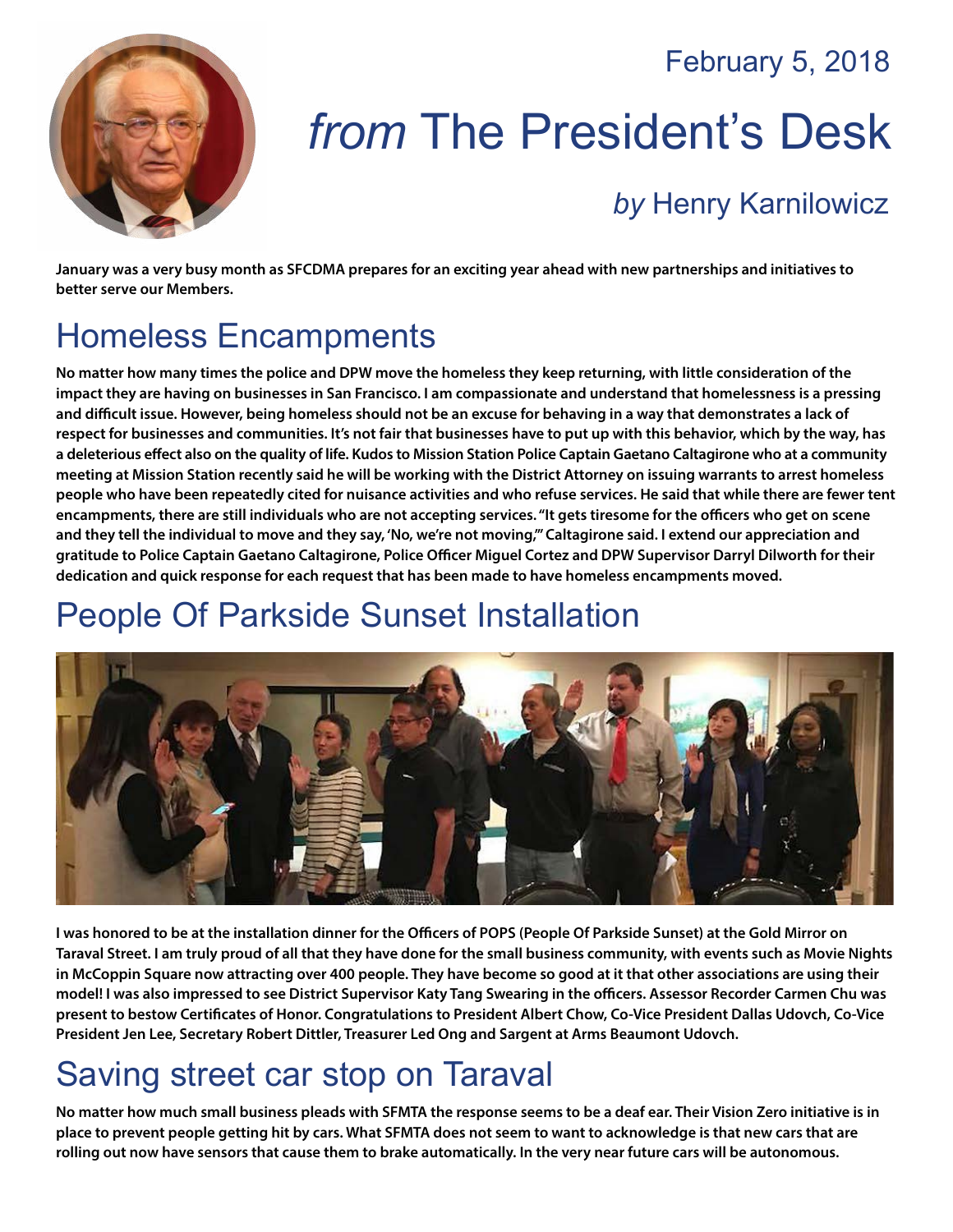February 5, 2018

# *from* The President's Desk

## *by* Henry Karnilowicz

**January was a very busy month as SFCDMA prepares for an exciting year ahead with new partnerships and initiatives to better serve our Members.**

## Homeless Encampments

**No matter how many times the police and DPW move the homeless they keep returning, with little consideration of the impact they are having on businesses in San Francisco. I am compassionate and understand that homelessness is a pressing and difficult issue. However, being homeless should not be an excuse for behaving in a way that demonstrates a lack of respect for businesses and communities. It's not fair that businesses have to put up with this behavior, which by the way, has a deleterious effect also on the quality of life. Kudos to Mission Station Police Captain Gaetano Caltagirone who at a community meeting at Mission Station recently said he will be working with the District Attorney on issuing warrants to arrest homeless people who have been repeatedly cited for nuisance activities and who refuse services. He said that while there are fewer tent encampments, there are still individuals who are not accepting services. "It gets tiresome for the officers who get on scene and they tell the individual to move and they say, 'No, we're not moving,'" Caltagirone said. I extend our appreciation and gratitude to Police Captain Gaetano Caltagirone, Police Officer Miguel Cortez and DPW Supervisor Darryl Dilworth for their dedication and quick response for each request that has been made to have homeless encampments moved.**

## People Of Parkside Sunset Installation

**I was honored to be at the installation dinner for the Officers of POPS (People Of Parkside Sunset) at the Gold Mirror on Taraval Street. I am truly proud of all that they have done for the small business community, with events such as Movie Nights in McCoppin Square now attracting over 400 people. They have become so good at it that other associations are using their model! I was also impressed to see District Supervisor Katy Tang Swearing in the officers. Assessor Recorder Carmen Chu was present to bestow Certificates of Honor. Congratulations to President Albert Chow, Co-Vice President Dallas Udovch, Co-Vice President Jen Lee, Secretary Robert Dittler, Treasurer Led Ong and Sargent at Arms Beaumont Udovch.**

## Saving street car stop on Taraval

**No matter how much small business pleads with SFMTA the response seems to be a deaf ear. Their Vision Zero initiative is in place to prevent people getting hit by cars. What SFMTA does not seem to want to acknowledge is that new cars that are rolling out now have sensors that cause them to brake automatically. In the very near future cars will be autonomous.**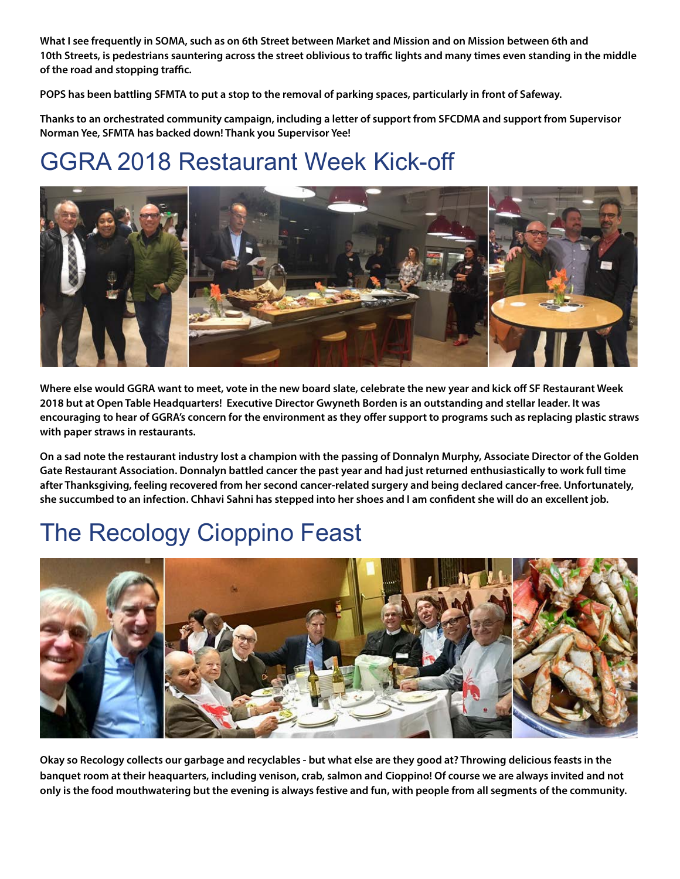**What I see frequently in SOMA, such as on 6th Street between Market and Mission and on Mission between 6th and 10th Streets, is pedestrians sauntering across the street oblivious to traffic lights and many times even standing in the middle of the road and stopping traffic.**

**POPS has been battling SFMTA to put a stop to the removal of parking spaces, particularly in front of Safeway.**

**Thanks to an orchestrated community campaign, including a letter of support from SFCDMA and support from Supervisor Norman Yee, SFMTA has backed down! Thank you Supervisor Yee!**

# GGRA 2018 Restaurant Week Kick-off

**Where else would GGRA want to meet, vote in the new board slate, celebrate the new year and kick off SF Restaurant Week 2018 but at Open Table Headquarters! Executive Director Gwyneth Borden is an outstanding and stellar leader. It was encouraging to hear of GGRA's concern for the environment as they offer support to programs such as replacing plastic straws with paper straws in restaurants.**

**On a sad note the restaurant industry lost a champion with the passing of Donnalyn Murphy, Associate Director of the Golden Gate Restaurant Association. Donnalyn battled cancer the past year and had just returned enthusiastically to work full time after Thanksgiving, feeling recovered from her second cancer-related surgery and being declared cancer-free. Unfortunately, she succumbed to an infection. Chhavi Sahni has stepped into her shoes and I am confident she will do an excellent job.**

# The Recology Cioppino Feast

**Okay so Recology collects our garbage and recyclables - but what else are they good at? Throwing delicious feasts in the banquet room at their heaquarters, including venison, crab, salmon and Cioppino! Of course we are always invited and not only is the food mouthwatering but the evening is always festive and fun, with people from all segments of the community.**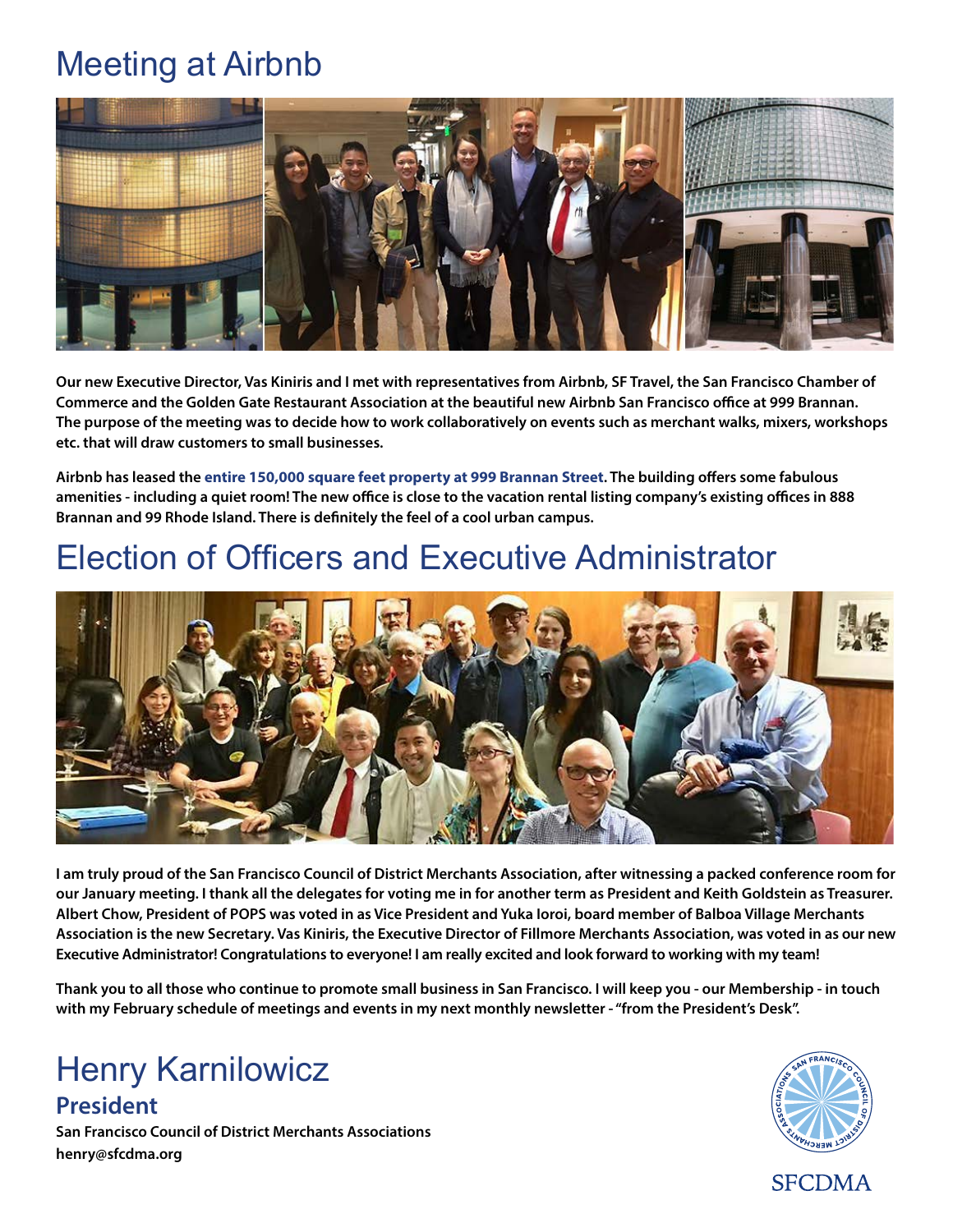# Meeting at Airbnb

**Our new Executive Director, Vas Kiniris and I met with representatives from Airbnb, SF Travel, the San Francisco Chamber of Commerce and the Golden Gate Restaurant Association at the beautiful new Airbnb San Francisco office at 999 Brannan. The purpose of the meeting was to decide how to work collaboratively on events such as merchant walks, mixers, workshops etc. that will draw customers to small businesses.**

**Airbnb has leased the entire 150,000 square feet property at 999 Brannan Street. The building offers some fabulous amenities - including a quiet room! The new office is close to the vacation rental listing company's existing offices in 888 Brannan and 99 Rhode Island. There is definitely the feel of a cool urban campus.**

# Election of Officers and Executive Administrator

**I am truly proud of the San Francisco Council of District Merchants Association, after witnessing a packed conference room for our January meeting. I thank all the delegates for voting me in for another term as President and Keith Goldstein as Treasurer. Albert Chow, President of POPS was voted in as Vice President and Yuka Ioroi, board member of Balboa Village Merchants Association is the new Secretary. Vas Kiniris, the Executive Director of Fillmore Merchants Association, was voted in as our new Executive Administrator! Congratulations to everyone! I am really excited and look forward to working with my team!**

**Thank you to all those who continue to promote small business in San Francisco. I will keep you - our Membership - in touch with my February schedule of meetings and events in my next monthly newsletter - "from the President's Desk".**

# Henry Karnilowicz

## President

**San Francisco Council of District Merchants Associations**
**henry@sfcdma.org**

SFCDMA